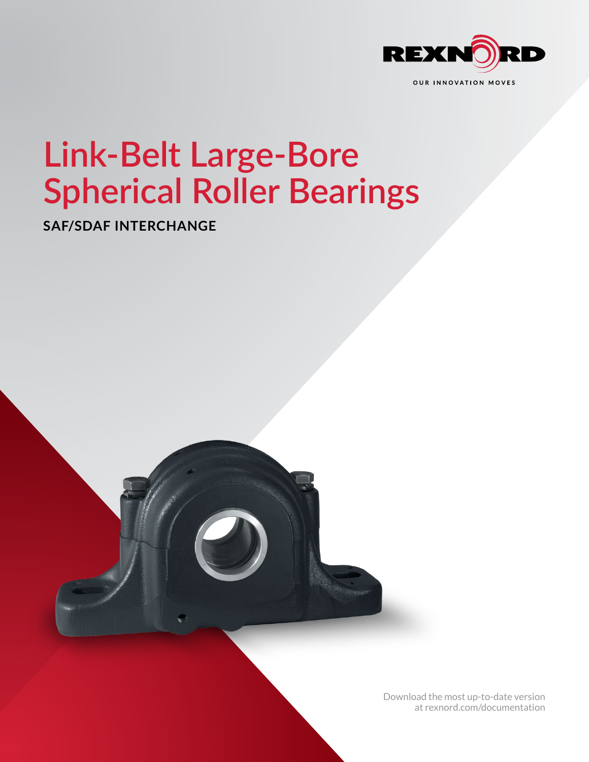REXNORD

OUR INNOVATION MOVES

# Link-Belt Large-Bore Spherical Roller Bearings

**SAF/SDAF INTERCHANGE**

Download the most up-to-date version at rexnord.com/documentation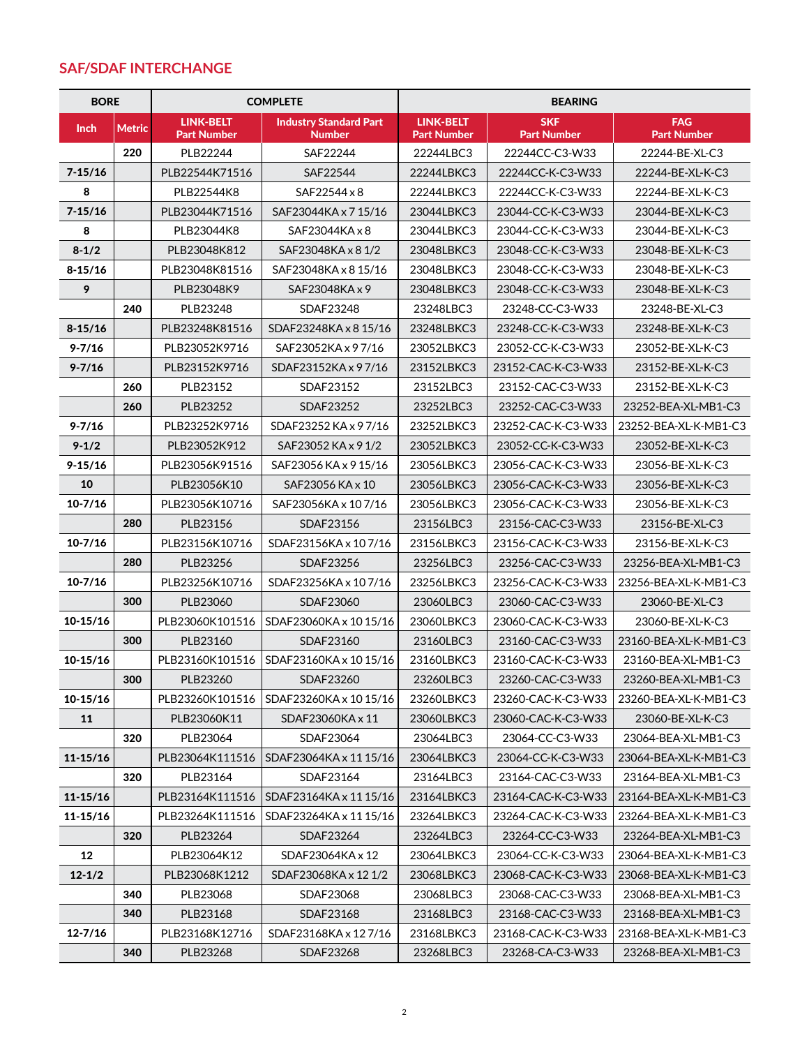## SAF/SDAF INTERCHANGE

| BORE | | COMPLETE | | BEARING | | |
|---|---|---|---|---|---|---|
| Inch | Metric | LINK-BELT Part Number | Industry Standard Part Number | LINK-BELT Part Number | SKF Part Number | FAG Part Number |
| | 220 | PLB22244 | SAF22244 | 22244LBC3 | 22244CC-C3-W33 | 22244-BE-XL-C3 |
| 7-15/16 | | PLB22544K71516 | SAF22544 | 22244LBKC3 | 22244CC-K-C3-W33 | 22244-BE-XL-K-C3 |
| 8 | | PLB22544K8 | SAF22544 x 8 | 22244LBKC3 | 22244CC-K-C3-W33 | 22244-BE-XL-K-C3 |
| 7-15/16 | | PLB23044K71516 | SAF23044KA x 7 15/16 | 23044LBKC3 | 23044-CC-K-C3-W33 | 23044-BE-XL-K-C3 |
| 8 | | PLB23044K8 | SAF23044KA x 8 | 23044LBKC3 | 23044-CC-K-C3-W33 | 23044-BE-XL-K-C3 |
| 8-1/2 | | PLB23048K812 | SAF23048KA x 8 1/2 | 23048LBKC3 | 23048-CC-K-C3-W33 | 23048-BE-XL-K-C3 |
| 8-15/16 | | PLB23048K81516 | SAF23048KA x 8 15/16 | 23048LBKC3 | 23048-CC-K-C3-W33 | 23048-BE-XL-K-C3 |
| 9 | | PLB23048K9 | SAF23048KA x 9 | 23048LBKC3 | 23048-CC-K-C3-W33 | 23048-BE-XL-K-C3 |
| | 240 | PLB23248 | SDAF23248 | 23248LBC3 | 23248-CC-C3-W33 | 23248-BE-XL-C3 |
| 8-15/16 | | PLB23248K81516 | SDAF23248KA x 8 15/16 | 23248LBKC3 | 23248-CC-K-C3-W33 | 23248-BE-XL-K-C3 |
| 9-7/16 | | PLB23052K9716 | SAF23052KA x 9 7/16 | 23052LBKC3 | 23052-CC-K-C3-W33 | 23052-BE-XL-K-C3 |
| 9-7/16 | | PLB23152K9716 | SDAF23152KA x 9 7/16 | 23152LBKC3 | 23152-CAC-K-C3-W33 | 23152-BE-XL-K-C3 |
| | 260 | PLB23152 | SDAF23152 | 23152LBC3 | 23152-CAC-C3-W33 | 23152-BE-XL-K-C3 |
| | 260 | PLB23252 | SDAF23252 | 23252LBC3 | 23252-CAC-C3-W33 | 23252-BEA-XL-MB1-C3 |
| 9-7/16 | | PLB23252K9716 | SDAF23252 KA x 9 7/16 | 23252LBKC3 | 23252-CAC-K-C3-W33 | 23252-BEA-XL-K-MB1-C3 |
| 9-1/2 | | PLB23052K912 | SAF23052 KA x 9 1/2 | 23052LBKC3 | 23052-CC-K-C3-W33 | 23052-BE-XL-K-C3 |
| 9-15/16 | | PLB23056K91516 | SAF23056 KA x 9 15/16 | 23056LBKC3 | 23056-CAC-K-C3-W33 | 23056-BE-XL-K-C3 |
| 10 | | PLB23056K10 | SAF23056 KA x 10 | 23056LBKC3 | 23056-CAC-K-C3-W33 | 23056-BE-XL-K-C3 |
| 10-7/16 | | PLB23056K10716 | SAF23056KA x 10 7/16 | 23056LBKC3 | 23056-CAC-K-C3-W33 | 23056-BE-XL-K-C3 |
| | 280 | PLB23156 | SDAF23156 | 23156LBC3 | 23156-CAC-C3-W33 | 23156-BE-XL-C3 |
| 10-7/16 | | PLB23156K10716 | SDAF23156KA x 10 7/16 | 23156LBKC3 | 23156-CAC-K-C3-W33 | 23156-BE-XL-K-C3 |
| | 280 | PLB23256 | SDAF23256 | 23256LBC3 | 23256-CAC-C3-W33 | 23256-BEA-XL-MB1-C3 |
| 10-7/16 | | PLB23256K10716 | SDAF23256KA x 10 7/16 | 23256LBKC3 | 23256-CAC-K-C3-W33 | 23256-BEA-XL-K-MB1-C3 |
| | 300 | PLB23060 | SDAF23060 | 23060LBC3 | 23060-CAC-C3-W33 | 23060-BE-XL-C3 |
| 10-15/16 | | PLB23060K101516 | SDAF23060KA x 10 15/16 | 23060LBKC3 | 23060-CAC-K-C3-W33 | 23060-BE-XL-K-C3 |
| | 300 | PLB23160 | SDAF23160 | 23160LBC3 | 23160-CAC-C3-W33 | 23160-BEA-XL-K-MB1-C3 |
| 10-15/16 | | PLB23160K101516 | SDAF23160KA x 10 15/16 | 23160LBKC3 | 23160-CAC-K-C3-W33 | 23160-BEA-XL-MB1-C3 |
| | 300 | PLB23260 | SDAF23260 | 23260LBC3 | 23260-CAC-C3-W33 | 23260-BEA-XL-MB1-C3 |
| 10-15/16 | | PLB23260K101516 | SDAF23260KA x 10 15/16 | 23260LBKC3 | 23260-CAC-K-C3-W33 | 23260-BEA-XL-K-MB1-C3 |
| 11 | | PLB23060K11 | SDAF23060KA x 11 | 23060LBKC3 | 23060-CAC-K-C3-W33 | 23060-BE-XL-K-C3 |
| | 320 | PLB23064 | SDAF23064 | 23064LBC3 | 23064-CC-C3-W33 | 23064-BEA-XL-MB1-C3 |
| 11-15/16 | | PLB23064K111516 | SDAF23064KA x 11 15/16 | 23064LBKC3 | 23064-CC-K-C3-W33 | 23064-BEA-XL-K-MB1-C3 |
| | 320 | PLB23164 | SDAF23164 | 23164LBC3 | 23164-CAC-C3-W33 | 23164-BEA-XL-MB1-C3 |
| 11-15/16 | | PLB23164K111516 | SDAF23164KA x 11 15/16 | 23164LBKC3 | 23164-CAC-K-C3-W33 | 23164-BEA-XL-K-MB1-C3 |
| 11-15/16 | | PLB23264K111516 | SDAF23264KA x 11 15/16 | 23264LBKC3 | 23264-CAC-K-C3-W33 | 23264-BEA-XL-K-MB1-C3 |
| | 320 | PLB23264 | SDAF23264 | 23264LBC3 | 23264-CC-C3-W33 | 23264-BEA-XL-MB1-C3 |
| 12 | | PLB23064K12 | SDAF23064KA x 12 | 23064LBKC3 | 23064-CC-K-C3-W33 | 23064-BEA-XL-K-MB1-C3 |
| 12-1/2 | | PLB23068K1212 | SDAF23068KA x 12 1/2 | 23068LBKC3 | 23068-CAC-K-C3-W33 | 23068-BEA-XL-K-MB1-C3 |
| | 340 | PLB23068 | SDAF23068 | 23068LBC3 | 23068-CAC-C3-W33 | 23068-BEA-XL-MB1-C3 |
| | 340 | PLB23168 | SDAF23168 | 23168LBC3 | 23168-CAC-C3-W33 | 23168-BEA-XL-MB1-C3 |
| 12-7/16 | | PLB23168K12716 | SDAF23168KA x 12 7/16 | 23168LBKC3 | 23168-CAC-K-C3-W33 | 23168-BEA-XL-K-MB1-C3 |
| | 340 | PLB23268 | SDAF23268 | 23268LBC3 | 23268-CA-C3-W33 | 23268-BEA-XL-MB1-C3 |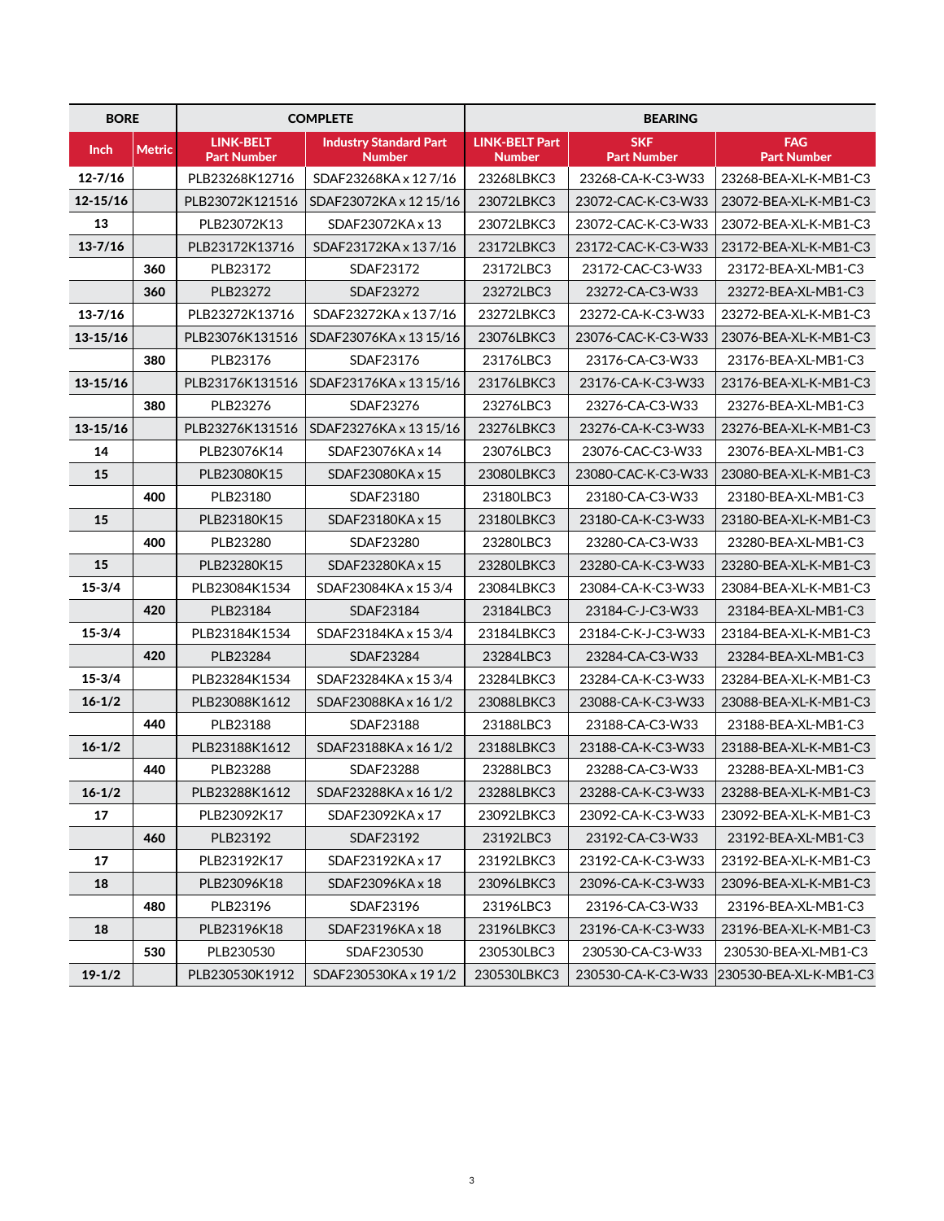| BORE | | COMPLETE | | BEARING | | |
|---|---|---|---|---|---|---|
| Inch | Metric | LINK-BELT Part Number | Industry Standard Part Number | LINK-BELT Part Number | SKF Part Number | FAG Part Number |
| 12-7/16 | | PLB23268K12716 | SDAF23268KA x 12 7/16 | 23268LBKC3 | 23268-CA-K-C3-W33 | 23268-BEA-XL-K-MB1-C3 |
| 12-15/16 | | PLB23072K121516 | SDAF23072KA x 12 15/16 | 23072LBKC3 | 23072-CAC-K-C3-W33 | 23072-BEA-XL-K-MB1-C3 |
| 13 | | PLB23072K13 | SDAF23072KA x 13 | 23072LBKC3 | 23072-CAC-K-C3-W33 | 23072-BEA-XL-K-MB1-C3 |
| 13-7/16 | | PLB23172K13716 | SDAF23172KA x 13 7/16 | 23172LBKC3 | 23172-CAC-K-C3-W33 | 23172-BEA-XL-K-MB1-C3 |
| | 360 | PLB23172 | SDAF23172 | 23172LBC3 | 23172-CAC-C3-W33 | 23172-BEA-XL-MB1-C3 |
| | 360 | PLB23272 | SDAF23272 | 23272LBC3 | 23272-CA-C3-W33 | 23272-BEA-XL-MB1-C3 |
| 13-7/16 | | PLB23272K13716 | SDAF23272KA x 13 7/16 | 23272LBKC3 | 23272-CA-K-C3-W33 | 23272-BEA-XL-K-MB1-C3 |
| 13-15/16 | | PLB23076K131516 | SDAF23076KA x 13 15/16 | 23076LBKC3 | 23076-CAC-K-C3-W33 | 23076-BEA-XL-K-MB1-C3 |
| | 380 | PLB23176 | SDAF23176 | 23176LBC3 | 23176-CA-C3-W33 | 23176-BEA-XL-MB1-C3 |
| 13-15/16 | | PLB23176K131516 | SDAF23176KA x 13 15/16 | 23176LBKC3 | 23176-CA-K-C3-W33 | 23176-BEA-XL-K-MB1-C3 |
| | 380 | PLB23276 | SDAF23276 | 23276LBC3 | 23276-CA-C3-W33 | 23276-BEA-XL-MB1-C3 |
| 13-15/16 | | PLB23276K131516 | SDAF23276KA x 13 15/16 | 23276LBKC3 | 23276-CA-K-C3-W33 | 23276-BEA-XL-K-MB1-C3 |
| 14 | | PLB23076K14 | SDAF23076KA x 14 | 23076LBC3 | 23076-CAC-C3-W33 | 23076-BEA-XL-MB1-C3 |
| 15 | | PLB23080K15 | SDAF23080KA x 15 | 23080LBKC3 | 23080-CAC-K-C3-W33 | 23080-BEA-XL-K-MB1-C3 |
| | 400 | PLB23180 | SDAF23180 | 23180LBC3 | 23180-CA-C3-W33 | 23180-BEA-XL-MB1-C3 |
| 15 | | PLB23180K15 | SDAF23180KA x 15 | 23180LBKC3 | 23180-CA-K-C3-W33 | 23180-BEA-XL-K-MB1-C3 |
| | 400 | PLB23280 | SDAF23280 | 23280LBC3 | 23280-CA-C3-W33 | 23280-BEA-XL-MB1-C3 |
| 15 | | PLB23280K15 | SDAF23280KA x 15 | 23280LBKC3 | 23280-CA-K-C3-W33 | 23280-BEA-XL-K-MB1-C3 |
| 15-3/4 | | PLB23084K1534 | SDAF23084KA x 15 3/4 | 23084LBKC3 | 23084-CA-K-C3-W33 | 23084-BEA-XL-K-MB1-C3 |
| | 420 | PLB23184 | SDAF23184 | 23184LBC3 | 23184-C-J-C3-W33 | 23184-BEA-XL-MB1-C3 |
| 15-3/4 | | PLB23184K1534 | SDAF23184KA x 15 3/4 | 23184LBKC3 | 23184-C-K-J-C3-W33 | 23184-BEA-XL-K-MB1-C3 |
| | 420 | PLB23284 | SDAF23284 | 23284LBC3 | 23284-CA-C3-W33 | 23284-BEA-XL-MB1-C3 |
| 15-3/4 | | PLB23284K1534 | SDAF23284KA x 15 3/4 | 23284LBKC3 | 23284-CA-K-C3-W33 | 23284-BEA-XL-K-MB1-C3 |
| 16-1/2 | | PLB23088K1612 | SDAF23088KA x 16 1/2 | 23088LBKC3 | 23088-CA-K-C3-W33 | 23088-BEA-XL-K-MB1-C3 |
| | 440 | PLB23188 | SDAF23188 | 23188LBC3 | 23188-CA-C3-W33 | 23188-BEA-XL-MB1-C3 |
| 16-1/2 | | PLB23188K1612 | SDAF23188KA x 16 1/2 | 23188LBKC3 | 23188-CA-K-C3-W33 | 23188-BEA-XL-K-MB1-C3 |
| | 440 | PLB23288 | SDAF23288 | 23288LBC3 | 23288-CA-C3-W33 | 23288-BEA-XL-MB1-C3 |
| 16-1/2 | | PLB23288K1612 | SDAF23288KA x 16 1/2 | 23288LBKC3 | 23288-CA-K-C3-W33 | 23288-BEA-XL-K-MB1-C3 |
| 17 | | PLB23092K17 | SDAF23092KA x 17 | 23092LBKC3 | 23092-CA-K-C3-W33 | 23092-BEA-XL-K-MB1-C3 |
| | 460 | PLB23192 | SDAF23192 | 23192LBC3 | 23192-CA-C3-W33 | 23192-BEA-XL-MB1-C3 |
| 17 | | PLB23192K17 | SDAF23192KA x 17 | 23192LBKC3 | 23192-CA-K-C3-W33 | 23192-BEA-XL-K-MB1-C3 |
| 18 | | PLB23096K18 | SDAF23096KA x 18 | 23096LBKC3 | 23096-CA-K-C3-W33 | 23096-BEA-XL-K-MB1-C3 |
| | 480 | PLB23196 | SDAF23196 | 23196LBC3 | 23196-CA-C3-W33 | 23196-BEA-XL-MB1-C3 |
| 18 | | PLB23196K18 | SDAF23196KA x 18 | 23196LBKC3 | 23196-CA-K-C3-W33 | 23196-BEA-XL-K-MB1-C3 |
| | 530 | PLB230530 | SDAF230530 | 230530LBC3 | 230530-CA-C3-W33 | 230530-BEA-XL-MB1-C3 |
| 19-1/2 | | PLB230530K1912 | SDAF230530KA x 19 1/2 | 230530LBKC3 | 230530-CA-K-C3-W33 | 230530-BEA-XL-K-MB1-C3 |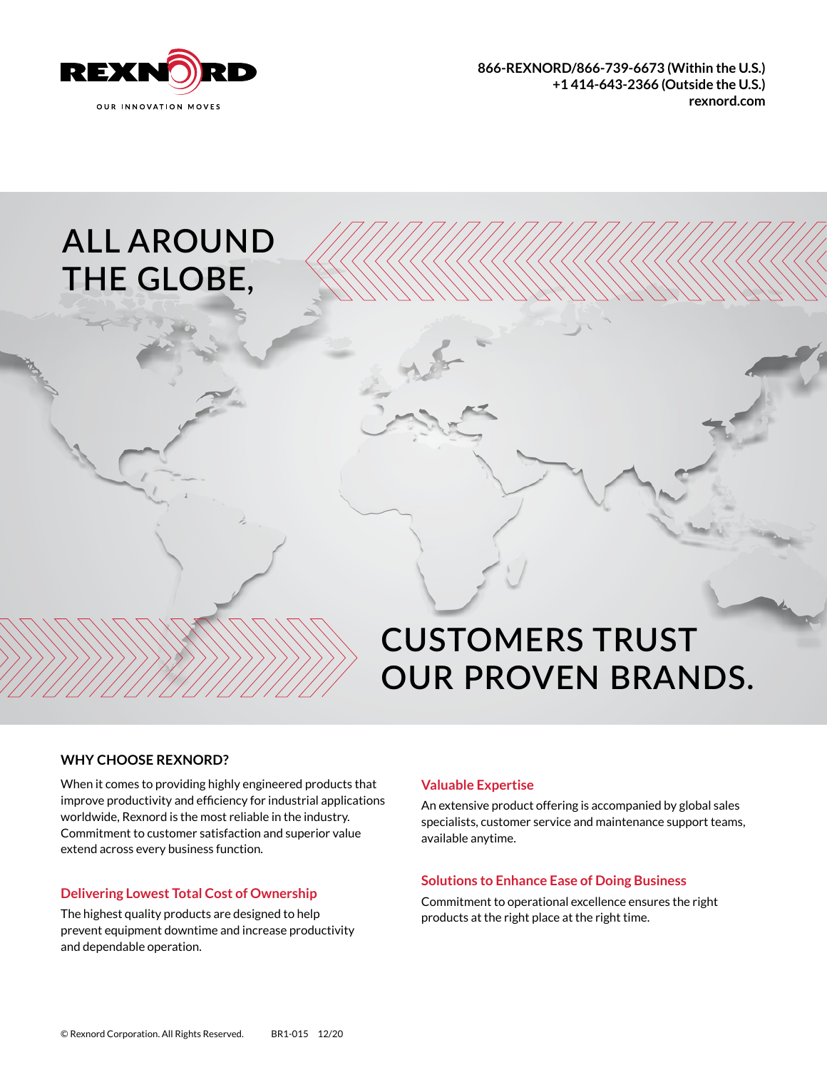866-REXNORD/866-739-6673 (Within the U.S.)
+1 414-643-2366 (Outside the U.S.)
rexnord.com

# ALL AROUND THE GLOBE,

# CUSTOMERS TRUST OUR PROVEN BRANDS.

### WHY CHOOSE REXNORD?

When it comes to providing highly engineered products that improve productivity and efficiency for industrial applications worldwide, Rexnord is the most reliable in the industry. Commitment to customer satisfaction and superior value extend across every business function.

#### Delivering Lowest Total Cost of Ownership

The highest quality products are designed to help prevent equipment downtime and increase productivity and dependable operation.

#### Valuable Expertise

An extensive product offering is accompanied by global sales specialists, customer service and maintenance support teams, available anytime.

#### Solutions to Enhance Ease of Doing Business

Commitment to operational excellence ensures the right products at the right place at the right time.

© Rexnord Corporation. All Rights Reserved. BR1-015 12/20